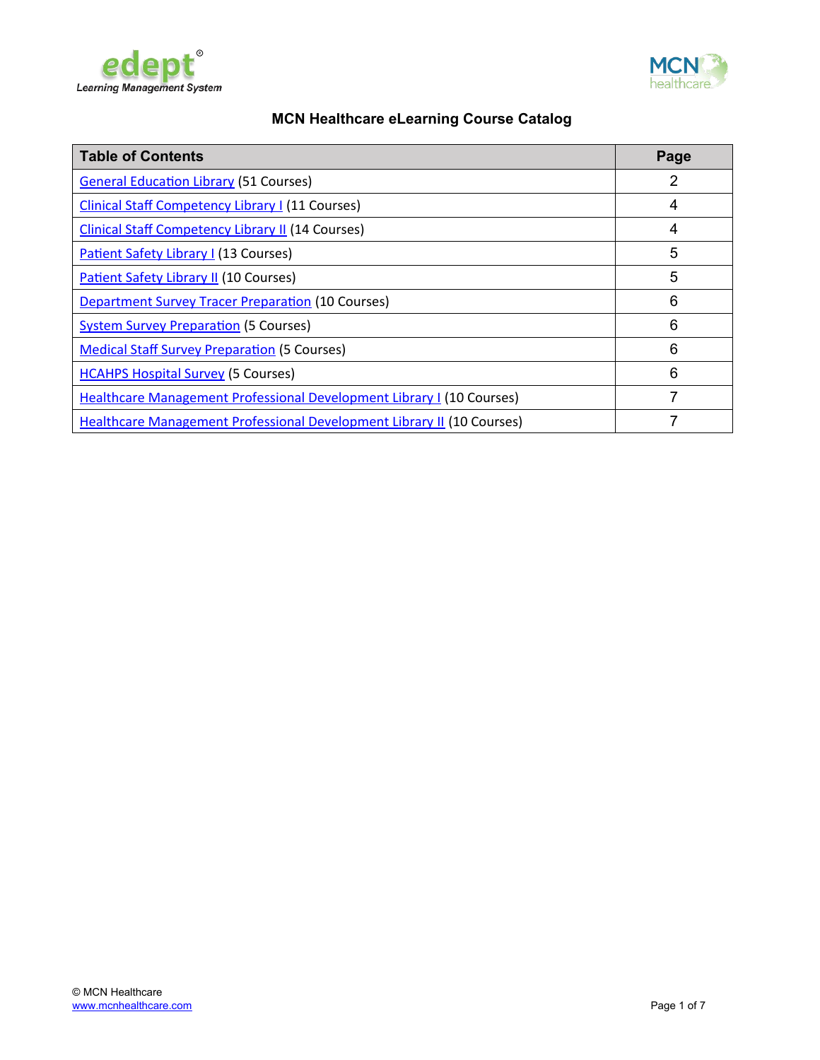# MCN Healthcare eLearning Course Catalog

| Table of Contents | Page |
| --- | --- |
| General Education Library (51 Courses) | 2 |
| Clinical Staff Competency Library I (11 Courses) | 4 |
| Clinical Staff Competency Library II (14 Courses) | 4 |
| Patient Safety Library I (13 Courses) | 5 |
| Patient Safety Library II (10 Courses) | 5 |
| Department Survey Tracer Preparation (10 Courses) | 6 |
| System Survey Preparation (5 Courses) | 6 |
| Medical Staff Survey Preparation (5 Courses) | 6 |
| HCAHPS Hospital Survey (5 Courses) | 6 |
| Healthcare Management Professional Development Library I (10 Courses) | 7 |
| Healthcare Management Professional Development Library II (10 Courses) | 7 |

© MCN Healthcare
www.mcnhealthcare.com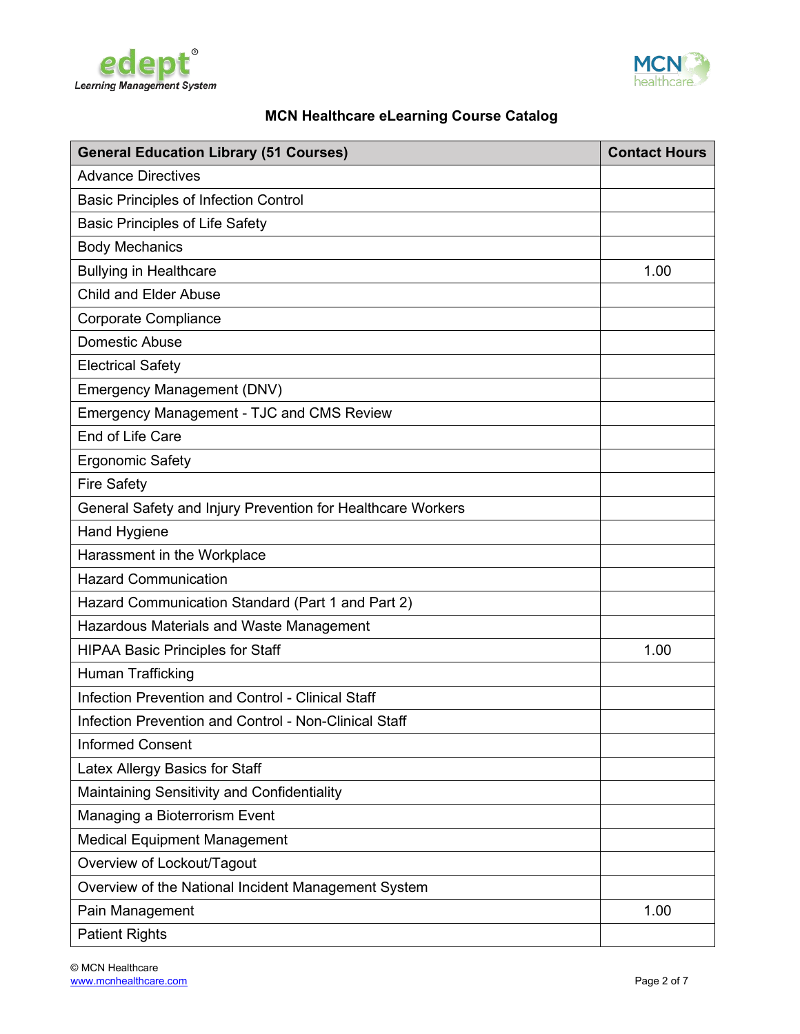## MCN Healthcare eLearning Course Catalog

| General Education Library (51 Courses) | Contact Hours |
|---|---|
| Advance Directives | |
| Basic Principles of Infection Control | |
| Basic Principles of Life Safety | |
| Body Mechanics | |
| Bullying in Healthcare | 1.00 |
| Child and Elder Abuse | |
| Corporate Compliance | |
| Domestic Abuse | |
| Electrical Safety | |
| Emergency Management (DNV) | |
| Emergency Management - TJC and CMS Review | |
| End of Life Care | |
| Ergonomic Safety | |
| Fire Safety | |
| General Safety and Injury Prevention for Healthcare Workers | |
| Hand Hygiene | |
| Harassment in the Workplace | |
| Hazard Communication | |
| Hazard Communication Standard (Part 1 and Part 2) | |
| Hazardous Materials and Waste Management | |
| HIPAA Basic Principles for Staff | 1.00 |
| Human Trafficking | |
| Infection Prevention and Control - Clinical Staff | |
| Infection Prevention and Control - Non-Clinical Staff | |
| Informed Consent | |
| Latex Allergy Basics for Staff | |
| Maintaining Sensitivity and Confidentiality | |
| Managing a Bioterrorism Event | |
| Medical Equipment Management | |
| Overview of Lockout/Tagout | |
| Overview of the National Incident Management System | |
| Pain Management | 1.00 |
| Patient Rights | |

© MCN Healthcare
www.mcnhealthcare.com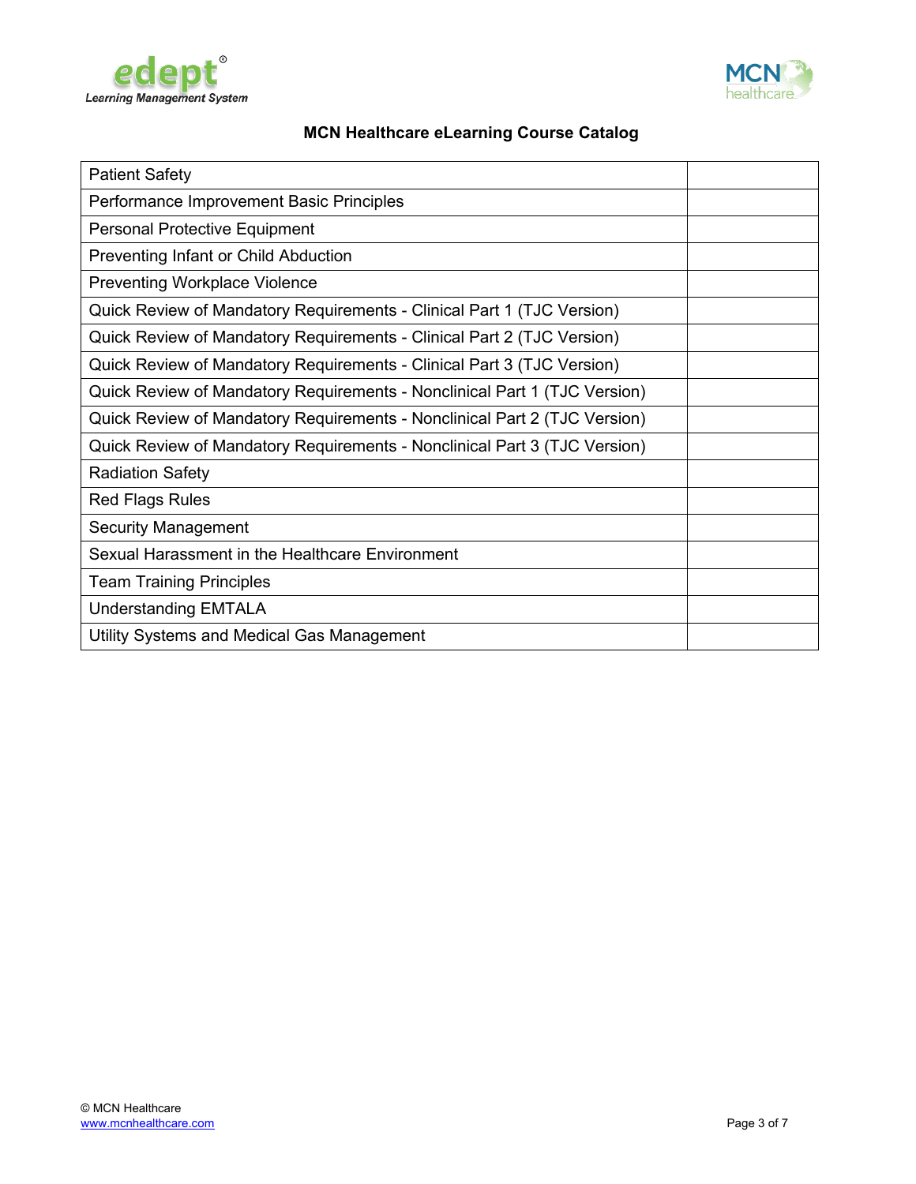**MCN Healthcare eLearning Course Catalog**

| | |
|---|---|
| Patient Safety | |
| Performance Improvement Basic Principles | |
| Personal Protective Equipment | |
| Preventing Infant or Child Abduction | |
| Preventing Workplace Violence | |
| Quick Review of Mandatory Requirements - Clinical Part 1 (TJC Version) | |
| Quick Review of Mandatory Requirements - Clinical Part 2 (TJC Version) | |
| Quick Review of Mandatory Requirements - Clinical Part 3 (TJC Version) | |
| Quick Review of Mandatory Requirements - Nonclinical Part 1 (TJC Version) | |
| Quick Review of Mandatory Requirements - Nonclinical Part 2 (TJC Version) | |
| Quick Review of Mandatory Requirements - Nonclinical Part 3 (TJC Version) | |
| Radiation Safety | |
| Red Flags Rules | |
| Security Management | |
| Sexual Harassment in the Healthcare Environment | |
| Team Training Principles | |
| Understanding EMTALA | |
| Utility Systems and Medical Gas Management | |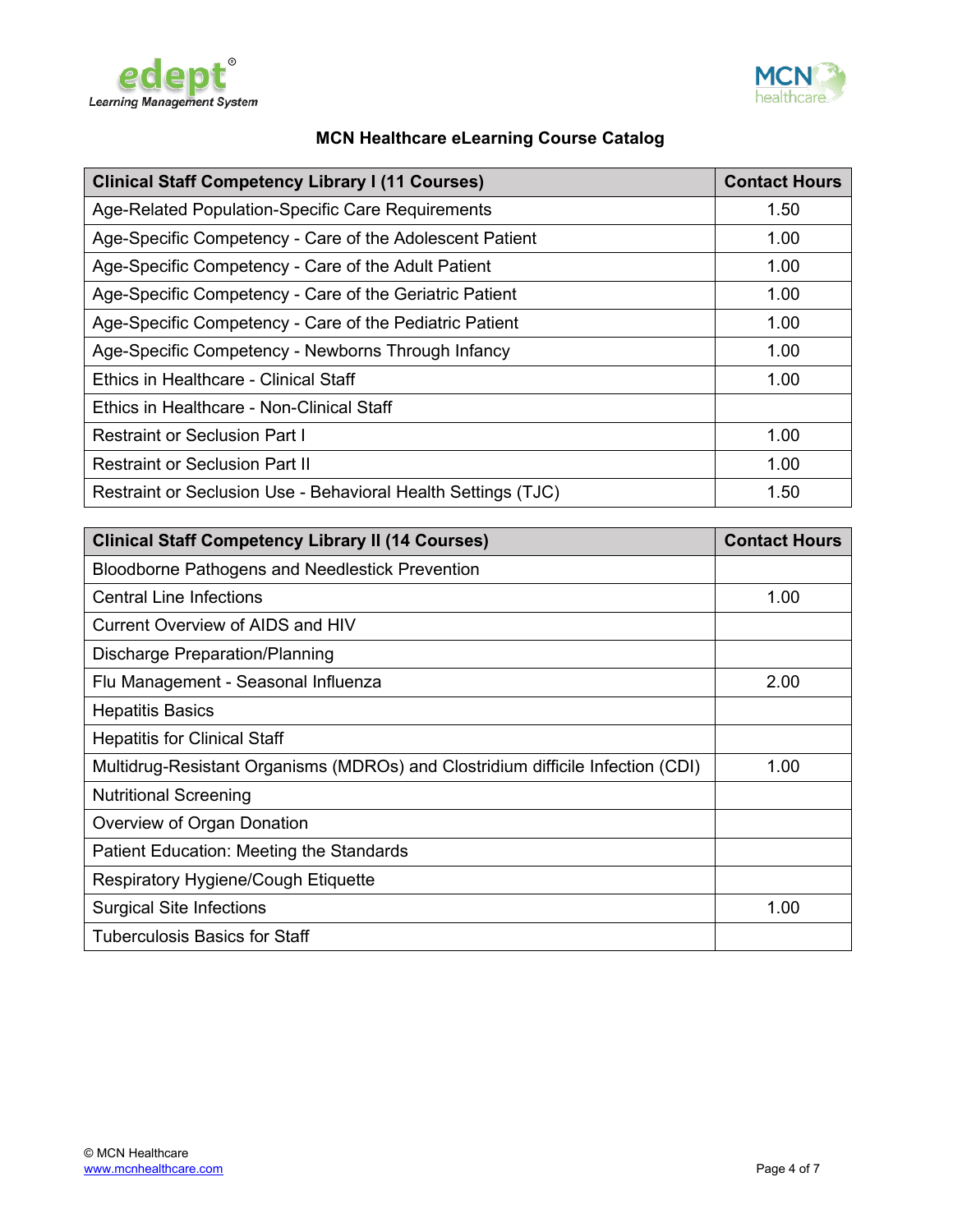## MCN Healthcare eLearning Course Catalog

| Clinical Staff Competency Library I (11 Courses) | Contact Hours |
|---|---|
| Age-Related Population-Specific Care Requirements | 1.50 |
| Age-Specific Competency - Care of the Adolescent Patient | 1.00 |
| Age-Specific Competency - Care of the Adult Patient | 1.00 |
| Age-Specific Competency - Care of the Geriatric Patient | 1.00 |
| Age-Specific Competency - Care of the Pediatric Patient | 1.00 |
| Age-Specific Competency - Newborns Through Infancy | 1.00 |
| Ethics in Healthcare - Clinical Staff | 1.00 |
| Ethics in Healthcare - Non-Clinical Staff | |
| Restraint or Seclusion Part I | 1.00 |
| Restraint or Seclusion Part II | 1.00 |
| Restraint or Seclusion Use - Behavioral Health Settings (TJC) | 1.50 |

| Clinical Staff Competency Library II (14 Courses) | Contact Hours |
|---|---|
| Bloodborne Pathogens and Needlestick Prevention | |
| Central Line Infections | 1.00 |
| Current Overview of AIDS and HIV | |
| Discharge Preparation/Planning | |
| Flu Management - Seasonal Influenza | 2.00 |
| Hepatitis Basics | |
| Hepatitis for Clinical Staff | |
| Multidrug-Resistant Organisms (MDROs) and Clostridium difficile Infection (CDI) | 1.00 |
| Nutritional Screening | |
| Overview of Organ Donation | |
| Patient Education: Meeting the Standards | |
| Respiratory Hygiene/Cough Etiquette | |
| Surgical Site Infections | 1.00 |
| Tuberculosis Basics for Staff | |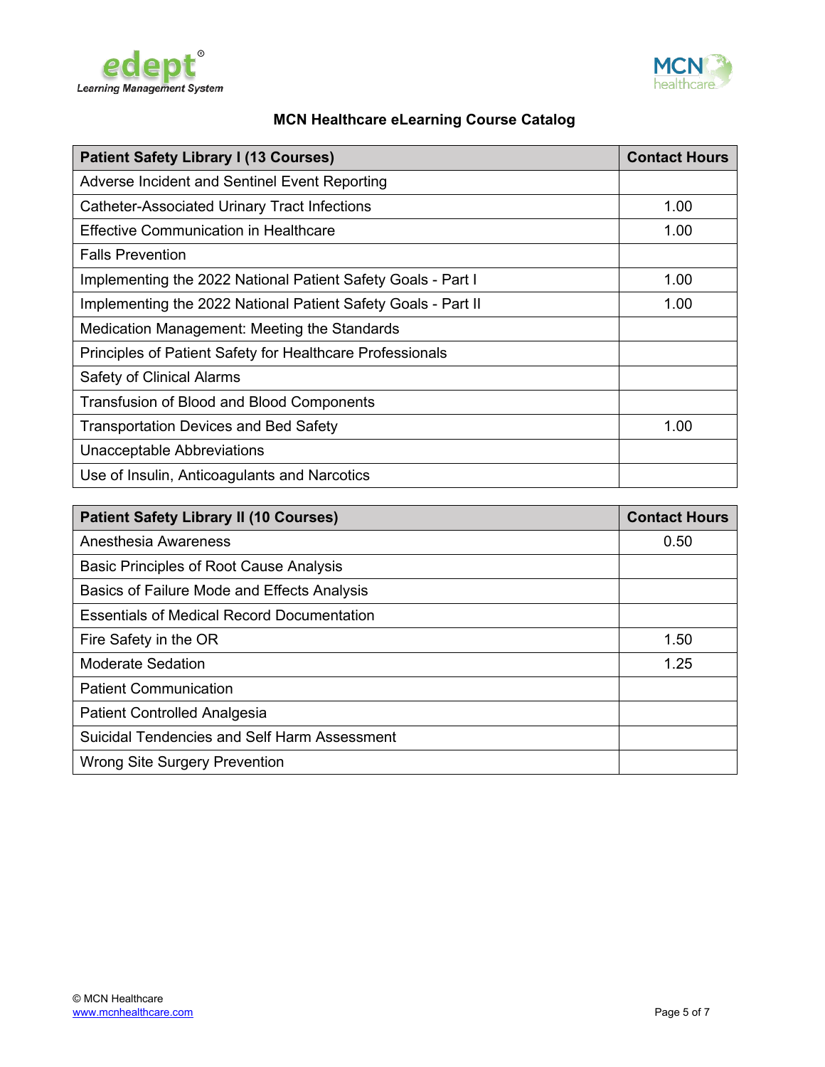## MCN Healthcare eLearning Course Catalog

| Patient Safety Library I (13 Courses) | Contact Hours |
| --- | --- |
| Adverse Incident and Sentinel Event Reporting | |
| Catheter-Associated Urinary Tract Infections | 1.00 |
| Effective Communication in Healthcare | 1.00 |
| Falls Prevention | |
| Implementing the 2022 National Patient Safety Goals - Part I | 1.00 |
| Implementing the 2022 National Patient Safety Goals - Part II | 1.00 |
| Medication Management: Meeting the Standards | |
| Principles of Patient Safety for Healthcare Professionals | |
| Safety of Clinical Alarms | |
| Transfusion of Blood and Blood Components | |
| Transportation Devices and Bed Safety | 1.00 |
| Unacceptable Abbreviations | |
| Use of Insulin, Anticoagulants and Narcotics | |

| Patient Safety Library II (10 Courses) | Contact Hours |
| --- | --- |
| Anesthesia Awareness | 0.50 |
| Basic Principles of Root Cause Analysis | |
| Basics of Failure Mode and Effects Analysis | |
| Essentials of Medical Record Documentation | |
| Fire Safety in the OR | 1.50 |
| Moderate Sedation | 1.25 |
| Patient Communication | |
| Patient Controlled Analgesia | |
| Suicidal Tendencies and Self Harm Assessment | |
| Wrong Site Surgery Prevention | |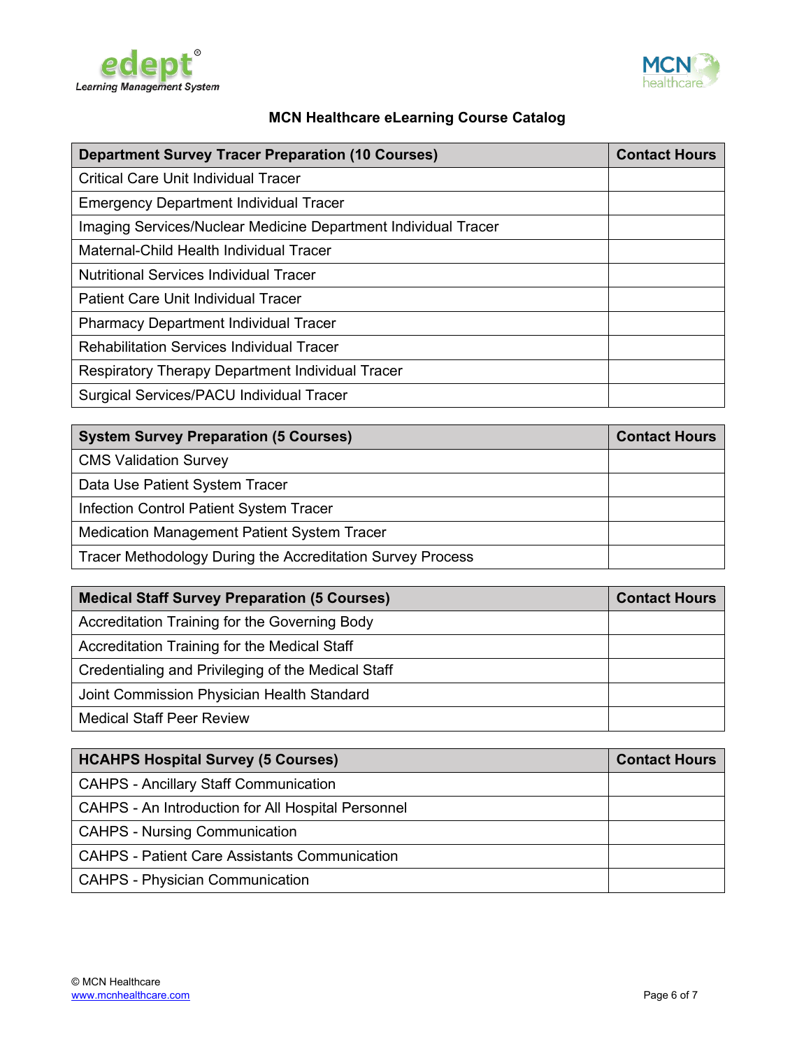## MCN Healthcare eLearning Course Catalog

| Department Survey Tracer Preparation (10 Courses) | Contact Hours |
|---|---|
| Critical Care Unit Individual Tracer | |
| Emergency Department Individual Tracer | |
| Imaging Services/Nuclear Medicine Department Individual Tracer | |
| Maternal-Child Health Individual Tracer | |
| Nutritional Services Individual Tracer | |
| Patient Care Unit Individual Tracer | |
| Pharmacy Department Individual Tracer | |
| Rehabilitation Services Individual Tracer | |
| Respiratory Therapy Department Individual Tracer | |
| Surgical Services/PACU Individual Tracer | |

| System Survey Preparation (5 Courses) | Contact Hours |
|---|---|
| CMS Validation Survey | |
| Data Use Patient System Tracer | |
| Infection Control Patient System Tracer | |
| Medication Management Patient System Tracer | |
| Tracer Methodology During the Accreditation Survey Process | |

| Medical Staff Survey Preparation (5 Courses) | Contact Hours |
|---|---|
| Accreditation Training for the Governing Body | |
| Accreditation Training for the Medical Staff | |
| Credentialing and Privileging of the Medical Staff | |
| Joint Commission Physician Health Standard | |
| Medical Staff Peer Review | |

| HCAHPS Hospital Survey (5 Courses) | Contact Hours |
|---|---|
| CAHPS - Ancillary Staff Communication | |
| CAHPS - An Introduction for All Hospital Personnel | |
| CAHPS - Nursing Communication | |
| CAHPS - Patient Care Assistants Communication | |
| CAHPS - Physician Communication | |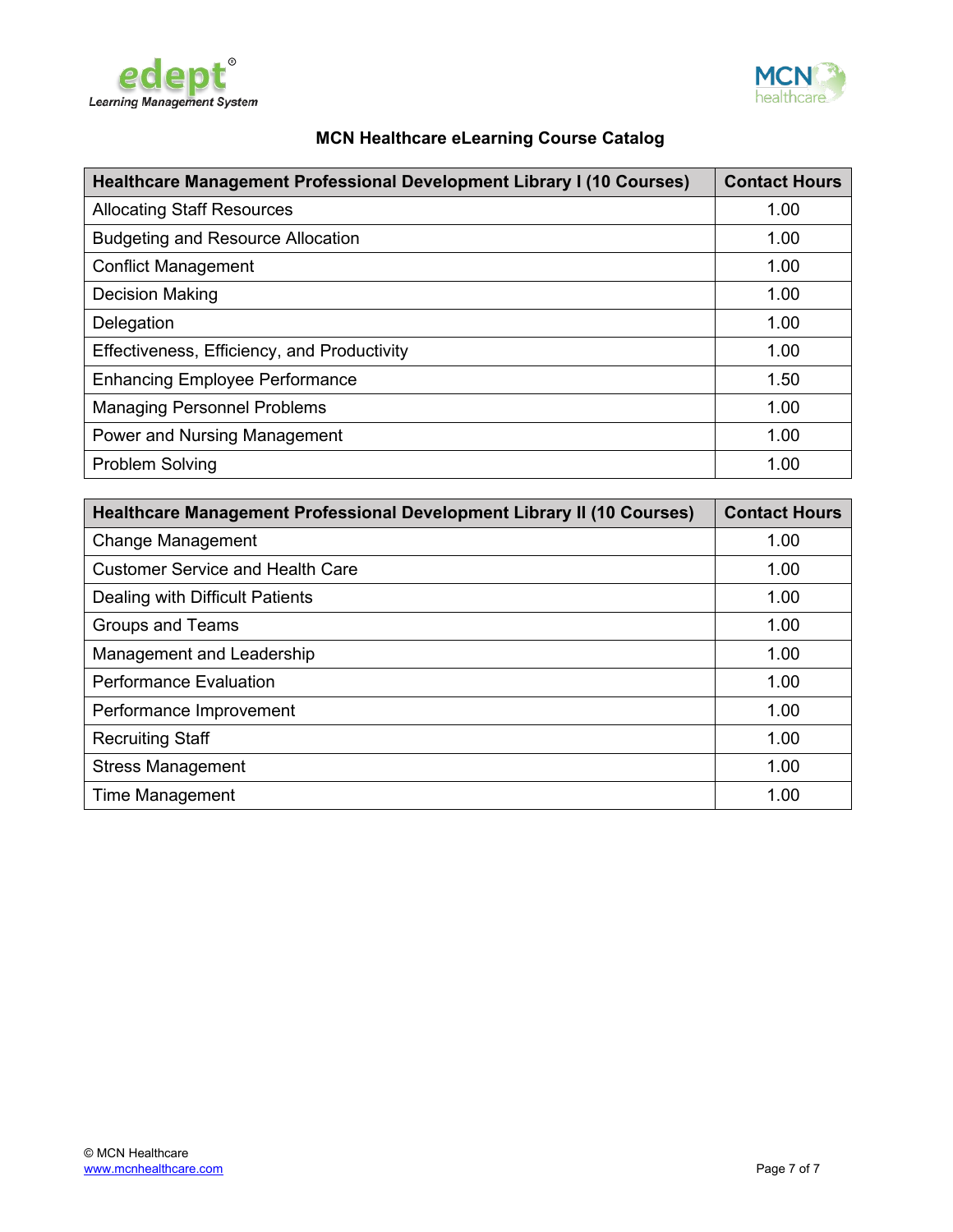## MCN Healthcare eLearning Course Catalog

| Healthcare Management Professional Development Library I (10 Courses) | Contact Hours |
|---|---|
| Allocating Staff Resources | 1.00 |
| Budgeting and Resource Allocation | 1.00 |
| Conflict Management | 1.00 |
| Decision Making | 1.00 |
| Delegation | 1.00 |
| Effectiveness, Efficiency, and Productivity | 1.00 |
| Enhancing Employee Performance | 1.50 |
| Managing Personnel Problems | 1.00 |
| Power and Nursing Management | 1.00 |
| Problem Solving | 1.00 |

| Healthcare Management Professional Development Library II (10 Courses) | Contact Hours |
|---|---|
| Change Management | 1.00 |
| Customer Service and Health Care | 1.00 |
| Dealing with Difficult Patients | 1.00 |
| Groups and Teams | 1.00 |
| Management and Leadership | 1.00 |
| Performance Evaluation | 1.00 |
| Performance Improvement | 1.00 |
| Recruiting Staff | 1.00 |
| Stress Management | 1.00 |
| Time Management | 1.00 |

© MCN Healthcare
www.mcnhealthcare.com